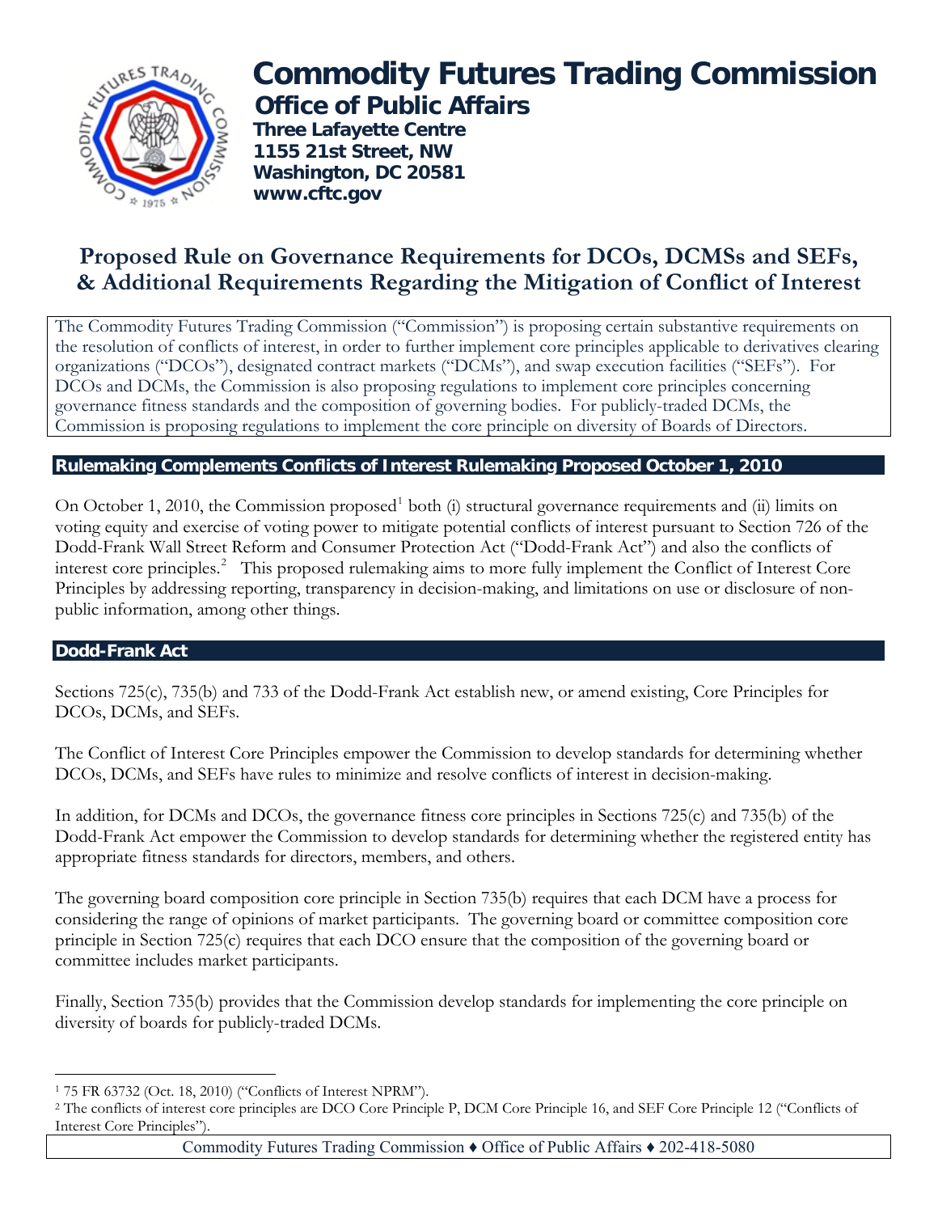# Commodity Futures Trading Commission

## Office of Public Affairs

**Three Lafayette Centre**
**1155 21st Street, NW**
**Washington, DC 20581**
**www.cftc.gov**

# Proposed Rule on Governance Requirements for DCOs, DCMSs and SEFs, & Additional Requirements Regarding the Mitigation of Conflict of Interest

The Commodity Futures Trading Commission ("Commission") is proposing certain substantive requirements on the resolution of conflicts of interest, in order to further implement core principles applicable to derivatives clearing organizations ("DCOs"), designated contract markets ("DCMs"), and swap execution facilities ("SEFs"). For DCOs and DCMs, the Commission is also proposing regulations to implement core principles concerning governance fitness standards and the composition of governing bodies. For publicly-traded DCMs, the Commission is proposing regulations to implement the core principle on diversity of Boards of Directors.

## Rulemaking Complements Conflicts of Interest Rulemaking Proposed October 1, 2010

On October 1, 2010, the Commission proposed[1] both (i) structural governance requirements and (ii) limits on voting equity and exercise of voting power to mitigate potential conflicts of interest pursuant to Section 726 of the Dodd-Frank Wall Street Reform and Consumer Protection Act ("Dodd-Frank Act") and also the conflicts of interest core principles.[2] This proposed rulemaking aims to more fully implement the Conflict of Interest Core Principles by addressing reporting, transparency in decision-making, and limitations on use or disclosure of non-public information, among other things.

## Dodd-Frank Act

Sections 725(c), 735(b) and 733 of the Dodd-Frank Act establish new, or amend existing, Core Principles for DCOs, DCMs, and SEFs.

The Conflict of Interest Core Principles empower the Commission to develop standards for determining whether DCOs, DCMs, and SEFs have rules to minimize and resolve conflicts of interest in decision-making.

In addition, for DCMs and DCOs, the governance fitness core principles in Sections 725(c) and 735(b) of the Dodd-Frank Act empower the Commission to develop standards for determining whether the registered entity has appropriate fitness standards for directors, members, and others.

The governing board composition core principle in Section 735(b) requires that each DCM have a process for considering the range of opinions of market participants. The governing board or committee composition core principle in Section 725(c) requires that each DCO ensure that the composition of the governing board or committee includes market participants.

Finally, Section 735(b) provides that the Commission develop standards for implementing the core principle on diversity of boards for publicly-traded DCMs.

---

[1] 75 FR 63732 (Oct. 18, 2010) ("Conflicts of Interest NPRM").

[2] The conflicts of interest core principles are DCO Core Principle P, DCM Core Principle 16, and SEF Core Principle 12 ("Conflicts of Interest Core Principles").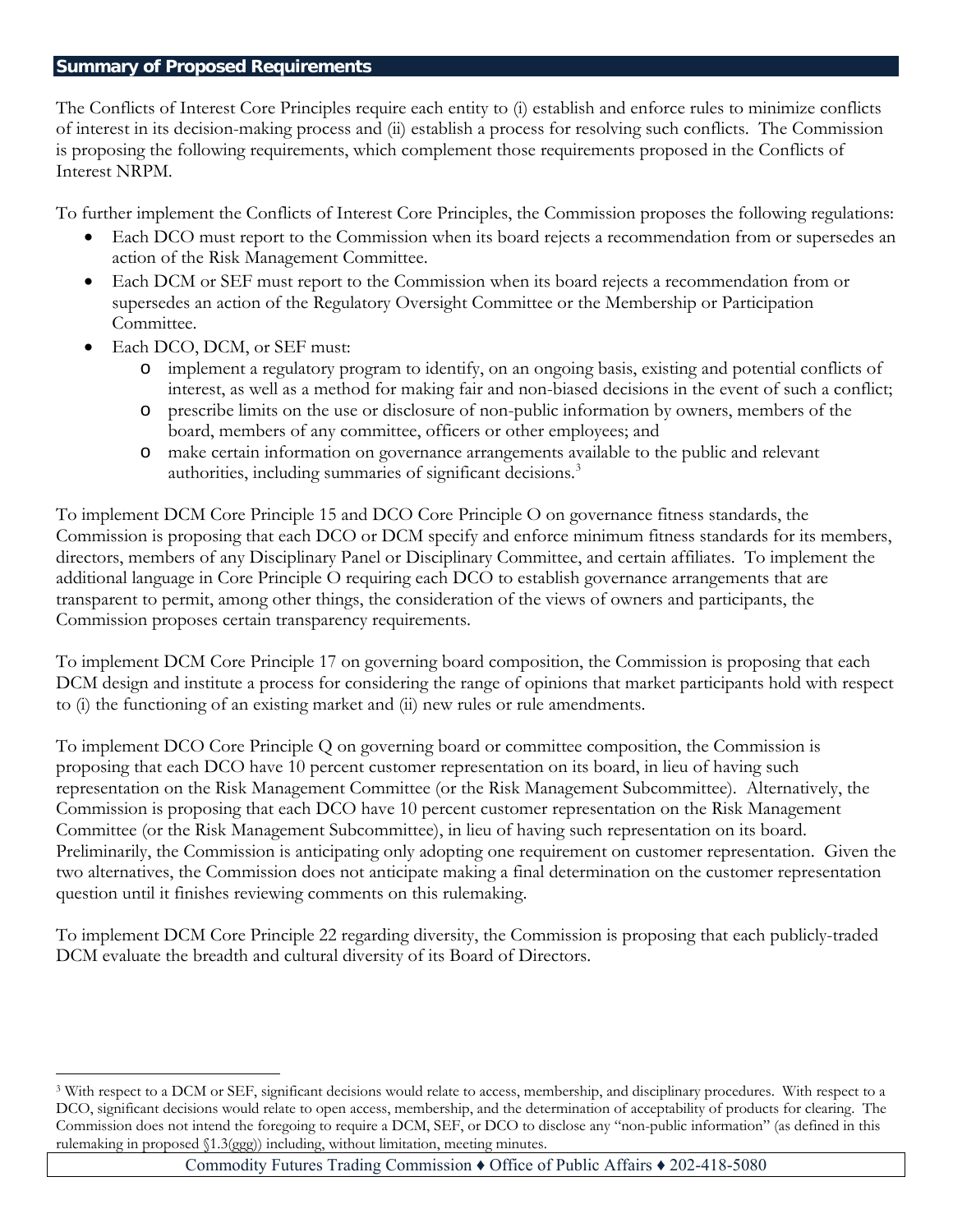## Summary of Proposed Requirements

The Conflicts of Interest Core Principles require each entity to (i) establish and enforce rules to minimize conflicts of interest in its decision-making process and (ii) establish a process for resolving such conflicts. The Commission is proposing the following requirements, which complement those requirements proposed in the Conflicts of Interest NRPM.

To further implement the Conflicts of Interest Core Principles, the Commission proposes the following regulations:

- Each DCO must report to the Commission when its board rejects a recommendation from or supersedes an action of the Risk Management Committee.
- Each DCM or SEF must report to the Commission when its board rejects a recommendation from or supersedes an action of the Regulatory Oversight Committee or the Membership or Participation Committee.
- Each DCO, DCM, or SEF must:
  - implement a regulatory program to identify, on an ongoing basis, existing and potential conflicts of interest, as well as a method for making fair and non-biased decisions in the event of such a conflict;
  - prescribe limits on the use or disclosure of non-public information by owners, members of the board, members of any committee, officers or other employees; and
  - make certain information on governance arrangements available to the public and relevant authorities, including summaries of significant decisions.[3]

To implement DCM Core Principle 15 and DCO Core Principle O on governance fitness standards, the Commission is proposing that each DCO or DCM specify and enforce minimum fitness standards for its members, directors, members of any Disciplinary Panel or Disciplinary Committee, and certain affiliates. To implement the additional language in Core Principle O requiring each DCO to establish governance arrangements that are transparent to permit, among other things, the consideration of the views of owners and participants, the Commission proposes certain transparency requirements.

To implement DCM Core Principle 17 on governing board composition, the Commission is proposing that each DCM design and institute a process for considering the range of opinions that market participants hold with respect to (i) the functioning of an existing market and (ii) new rules or rule amendments.

To implement DCO Core Principle Q on governing board or committee composition, the Commission is proposing that each DCO have 10 percent customer representation on its board, in lieu of having such representation on the Risk Management Committee (or the Risk Management Subcommittee). Alternatively, the Commission is proposing that each DCO have 10 percent customer representation on the Risk Management Committee (or the Risk Management Subcommittee), in lieu of having such representation on its board. Preliminarily, the Commission is anticipating only adopting one requirement on customer representation. Given the two alternatives, the Commission does not anticipate making a final determination on the customer representation question until it finishes reviewing comments on this rulemaking.

To implement DCM Core Principle 22 regarding diversity, the Commission is proposing that each publicly-traded DCM evaluate the breadth and cultural diversity of its Board of Directors.

[3] With respect to a DCM or SEF, significant decisions would relate to access, membership, and disciplinary procedures. With respect to a DCO, significant decisions would relate to open access, membership, and the determination of acceptability of products for clearing. The Commission does not intend the foregoing to require a DCM, SEF, or DCO to disclose any "non-public information" (as defined in this rulemaking in proposed §1.3(ggg)) including, without limitation, meeting minutes.

Commodity Futures Trading Commission ♦ Office of Public Affairs ♦ 202-418-5080